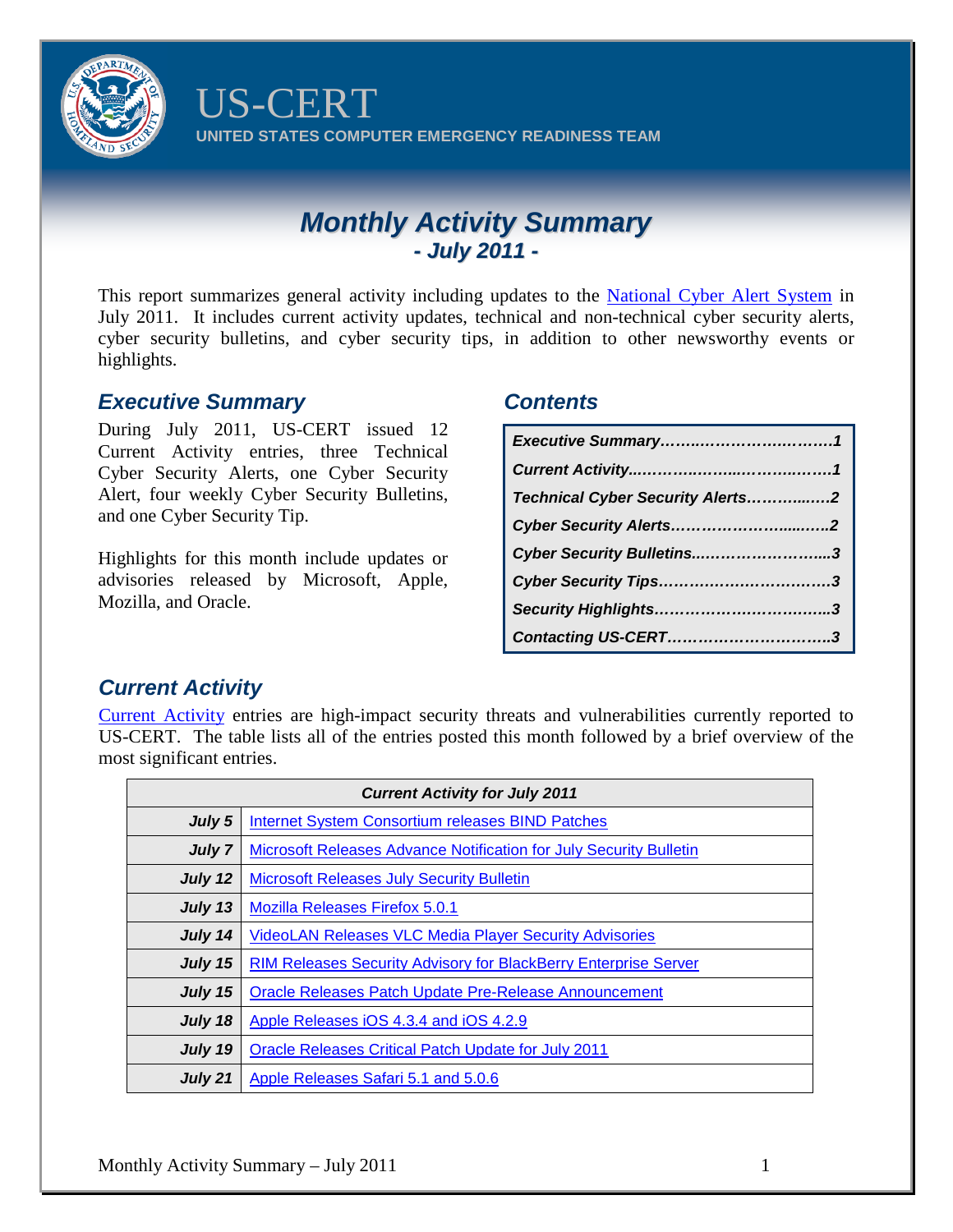# US-CERT

UNITED STATES COMPUTER EMERGENCY READINESS TEAM

## *Monthly Activity Summary*
### *- July 2011 -*

This report summarizes general activity including updates to the National Cyber Alert System in July 2011. It includes current activity updates, technical and non-technical cyber security alerts, cyber security bulletins, and cyber security tips, in addition to other newsworthy events or highlights.

## *Executive Summary*

During July 2011, US-CERT issued 12 Current Activity entries, three Technical Cyber Security Alerts, one Cyber Security Alert, four weekly Cyber Security Bulletins, and one Cyber Security Tip.

Highlights for this month include updates or advisories released by Microsoft, Apple, Mozilla, and Oracle.

## *Contents*

| |
|---|
| *Executive Summary……..……………………1* |
| *Current Activity..………..……..……….……1* |
| *Technical Cyber Security Alerts……….…..2* |
| *Cyber Security Alerts……………………....…..2* |
| *Cyber Security Bulletins..……………………...3* |
| *Cyber Security Tips……………………………3* |
| *Security Highlights……………….……………..3* |
| *Contacting US-CERT…………………………..3* |

## *Current Activity*

Current Activity entries are high-impact security threats and vulnerabilities currently reported to US-CERT. The table lists all of the entries posted this month followed by a brief overview of the most significant entries.

| *Current Activity for July 2011* | |
|---|---|
| *July 5* | Internet System Consortium releases BIND Patches |
| *July 7* | Microsoft Releases Advance Notification for July Security Bulletin |
| *July 12* | Microsoft Releases July Security Bulletin |
| *July 13* | Mozilla Releases Firefox 5.0.1 |
| *July 14* | VideoLAN Releases VLC Media Player Security Advisories |
| *July 15* | RIM Releases Security Advisory for BlackBerry Enterprise Server |
| *July 15* | Oracle Releases Patch Update Pre-Release Announcement |
| *July 18* | Apple Releases iOS 4.3.4 and iOS 4.2.9 |
| *July 19* | Oracle Releases Critical Patch Update for July 2011 |
| *July 21* | Apple Releases Safari 5.1 and 5.0.6 |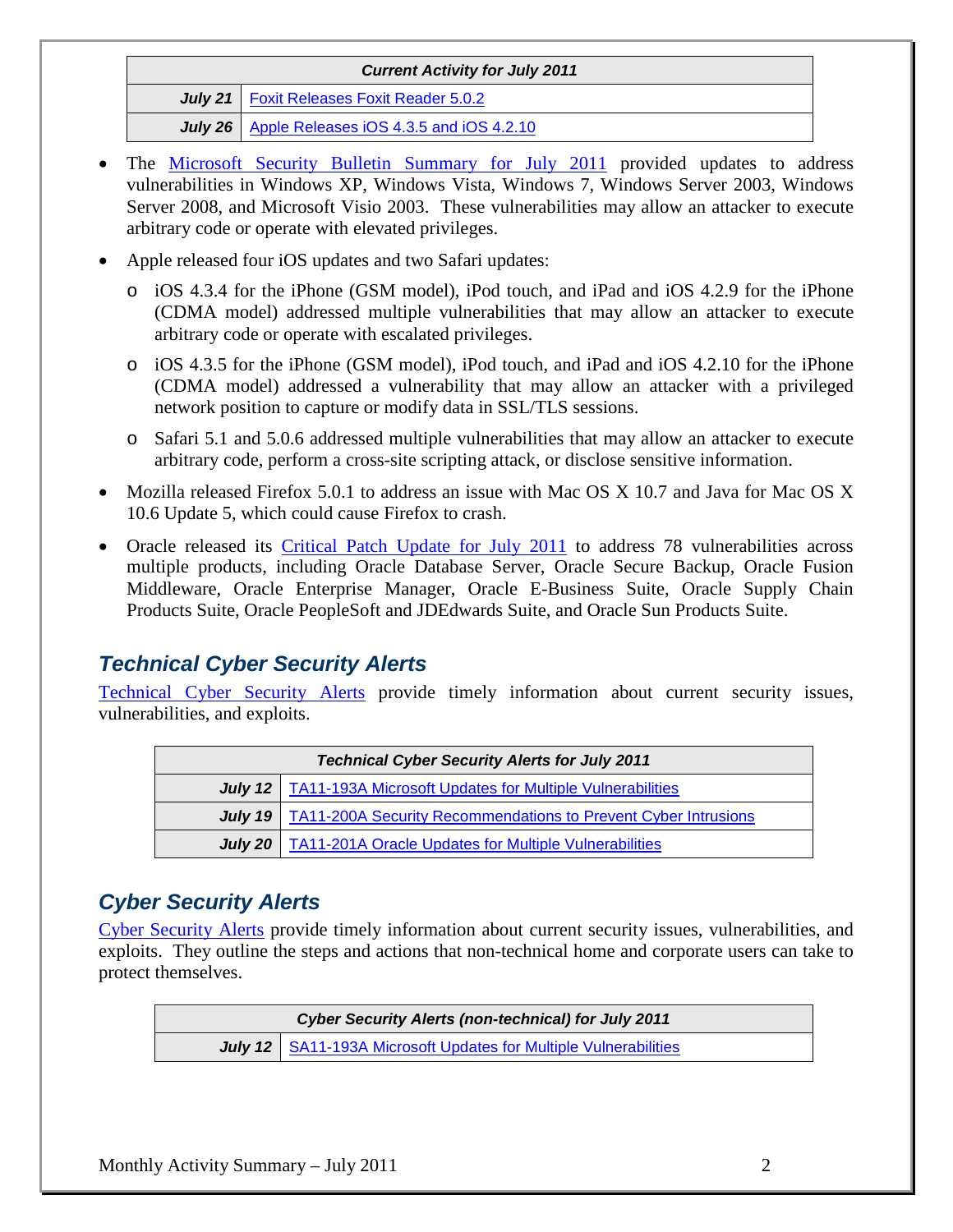| Current Activity for July 2011 | |
|---|---|
| **July 21** | Foxit Releases Foxit Reader 5.0.2 |
| **July 26** | Apple Releases iOS 4.3.5 and iOS 4.2.10 |

- The Microsoft Security Bulletin Summary for July 2011 provided updates to address vulnerabilities in Windows XP, Windows Vista, Windows 7, Windows Server 2003, Windows Server 2008, and Microsoft Visio 2003. These vulnerabilities may allow an attacker to execute arbitrary code or operate with elevated privileges.
- Apple released four iOS updates and two Safari updates:
  - iOS 4.3.4 for the iPhone (GSM model), iPod touch, and iPad and iOS 4.2.9 for the iPhone (CDMA model) addressed multiple vulnerabilities that may allow an attacker to execute arbitrary code or operate with escalated privileges.
  - iOS 4.3.5 for the iPhone (GSM model), iPod touch, and iPad and iOS 4.2.10 for the iPhone (CDMA model) addressed a vulnerability that may allow an attacker with a privileged network position to capture or modify data in SSL/TLS sessions.
  - Safari 5.1 and 5.0.6 addressed multiple vulnerabilities that may allow an attacker to execute arbitrary code, perform a cross-site scripting attack, or disclose sensitive information.
- Mozilla released Firefox 5.0.1 to address an issue with Mac OS X 10.7 and Java for Mac OS X 10.6 Update 5, which could cause Firefox to crash.
- Oracle released its Critical Patch Update for July 2011 to address 78 vulnerabilities across multiple products, including Oracle Database Server, Oracle Secure Backup, Oracle Fusion Middleware, Oracle Enterprise Manager, Oracle E-Business Suite, Oracle Supply Chain Products Suite, Oracle PeopleSoft and JDEdwards Suite, and Oracle Sun Products Suite.

## *Technical Cyber Security Alerts*

Technical Cyber Security Alerts provide timely information about current security issues, vulnerabilities, and exploits.

| Technical Cyber Security Alerts for July 2011 | |
|---|---|
| **July 12** | TA11-193A Microsoft Updates for Multiple Vulnerabilities |
| **July 19** | TA11-200A Security Recommendations to Prevent Cyber Intrusions |
| **July 20** | TA11-201A Oracle Updates for Multiple Vulnerabilities |

## *Cyber Security Alerts*

Cyber Security Alerts provide timely information about current security issues, vulnerabilities, and exploits. They outline the steps and actions that non-technical home and corporate users can take to protect themselves.

| Cyber Security Alerts (non-technical) for July 2011 | |
|---|---|
| **July 12** | SA11-193A Microsoft Updates for Multiple Vulnerabilities |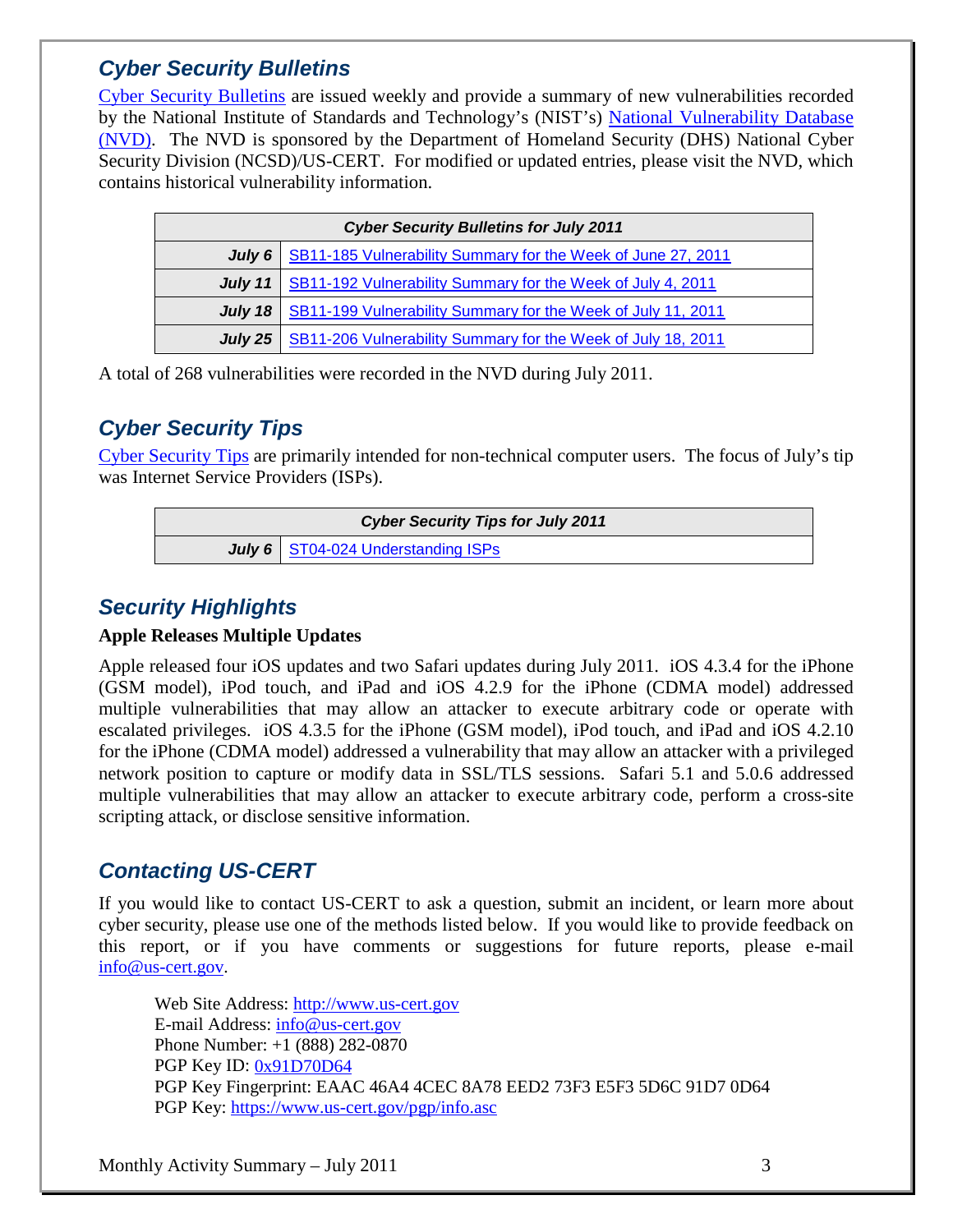## *Cyber Security Bulletins*

Cyber Security Bulletins are issued weekly and provide a summary of new vulnerabilities recorded by the National Institute of Standards and Technology's (NIST's) National Vulnerability Database (NVD). The NVD is sponsored by the Department of Homeland Security (DHS) National Cyber Security Division (NCSD)/US-CERT. For modified or updated entries, please visit the NVD, which contains historical vulnerability information.

| ***Cyber Security Bulletins for July 2011*** | |
|---|---|
| ***July 6*** | SB11-185 Vulnerability Summary for the Week of June 27, 2011 |
| ***July 11*** | SB11-192 Vulnerability Summary for the Week of July 4, 2011 |
| ***July 18*** | SB11-199 Vulnerability Summary for the Week of July 11, 2011 |
| ***July 25*** | SB11-206 Vulnerability Summary for the Week of July 18, 2011 |

A total of 268 vulnerabilities were recorded in the NVD during July 2011.

## *Cyber Security Tips*

Cyber Security Tips are primarily intended for non-technical computer users. The focus of July's tip was Internet Service Providers (ISPs).

| ***Cyber Security Tips for July 2011*** | |
|---|---|
| ***July 6*** | ST04-024 Understanding ISPs |

## *Security Highlights*

**Apple Releases Multiple Updates**

Apple released four iOS updates and two Safari updates during July 2011. iOS 4.3.4 for the iPhone (GSM model), iPod touch, and iPad and iOS 4.2.9 for the iPhone (CDMA model) addressed multiple vulnerabilities that may allow an attacker to execute arbitrary code or operate with escalated privileges. iOS 4.3.5 for the iPhone (GSM model), iPod touch, and iPad and iOS 4.2.10 for the iPhone (CDMA model) addressed a vulnerability that may allow an attacker with a privileged network position to capture or modify data in SSL/TLS sessions. Safari 5.1 and 5.0.6 addressed multiple vulnerabilities that may allow an attacker to execute arbitrary code, perform a cross-site scripting attack, or disclose sensitive information.

## *Contacting US-CERT*

If you would like to contact US-CERT to ask a question, submit an incident, or learn more about cyber security, please use one of the methods listed below. If you would like to provide feedback on this report, or if you have comments or suggestions for future reports, please e-mail info@us-cert.gov.

Web Site Address: http://www.us-cert.gov
E-mail Address: info@us-cert.gov
Phone Number: +1 (888) 282-0870
PGP Key ID: 0x91D70D64
PGP Key Fingerprint: EAAC 46A4 4CEC 8A78 EED2 73F3 E5F3 5D6C 91D7 0D64
PGP Key: https://www.us-cert.gov/pgp/info.asc